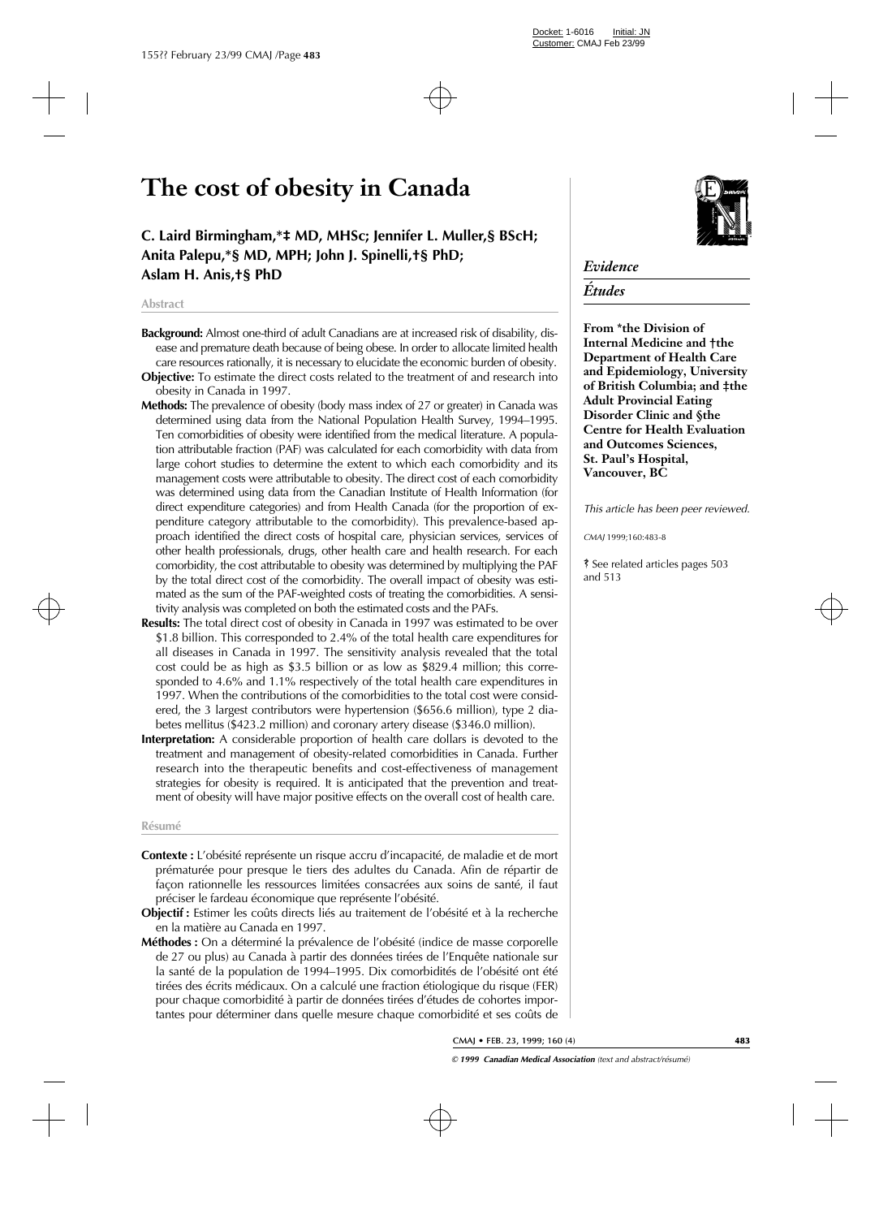# The cost of obesity in Canada

**C. Laird Birmingham,*‡ MD, MHSc; Jennifer L. Muller,§ BScH; Anita Palepu,*§ MD, MPH; John J. Spinelli,†§ PhD; Aslam H. Anis,†§ PhD**

*Evidence*

*Études*

**From *the Division of Internal Medicine and †the Department of Health Care and Epidemiology, University of British Columbia; and ‡the Adult Provincial Eating Disorder Clinic and §the Centre for Health Evaluation and Outcomes Sciences, St. Paul's Hospital, Vancouver, BC**

*This article has been peer reviewed.*

*CMAJ* 1999;160:483-8

See related articles pages 503 and 513

## Abstract

**Background:** Almost one-third of adult Canadians are at increased risk of disability, disease and premature death because of being obese. In order to allocate limited health care resources rationally, it is necessary to elucidate the economic burden of obesity.

**Objective:** To estimate the direct costs related to the treatment of and research into obesity in Canada in 1997.

**Methods:** The prevalence of obesity (body mass index of 27 or greater) in Canada was determined using data from the National Population Health Survey, 1994–1995. Ten comorbidities of obesity were identified from the medical literature. A population attributable fraction (PAF) was calculated for each comorbidity with data from large cohort studies to determine the extent to which each comorbidity and its management costs were attributable to obesity. The direct cost of each comorbidity was determined using data from the Canadian Institute of Health Information (for direct expenditure categories) and from Health Canada (for the proportion of expenditure category attributable to the comorbidity). This prevalence-based approach identified the direct costs of hospital care, physician services, services of other health professionals, drugs, other health care and health research. For each comorbidity, the cost attributable to obesity was determined by multiplying the PAF by the total direct cost of the comorbidity. The overall impact of obesity was estimated as the sum of the PAF-weighted costs of treating the comorbidities. A sensitivity analysis was completed on both the estimated costs and the PAFs.

**Results:** The total direct cost of obesity in Canada in 1997 was estimated to be over \$1.8 billion. This corresponded to 2.4% of the total health care expenditures for all diseases in Canada in 1997. The sensitivity analysis revealed that the total cost could be as high as \$3.5 billion or as low as \$829.4 million; this corresponded to 4.6% and 1.1% respectively of the total health care expenditures in 1997. When the contributions of the comorbidities to the total cost were considered, the 3 largest contributors were hypertension (\$656.6 million), type 2 diabetes mellitus (\$423.2 million) and coronary artery disease (\$346.0 million).

**Interpretation:** A considerable proportion of health care dollars is devoted to the treatment and management of obesity-related comorbidities in Canada. Further research into the therapeutic benefits and cost-effectiveness of management strategies for obesity is required. It is anticipated that the prevention and treatment of obesity will have major positive effects on the overall cost of health care.

## Résumé

**Contexte :** L'obésité représente un risque accru d'incapacité, de maladie et de mort prématurée pour presque le tiers des adultes du Canada. Afin de répartir de façon rationnelle les ressources limitées consacrées aux soins de santé, il faut préciser le fardeau économique que représente l'obésité.

**Objectif :** Estimer les coûts directs liés au traitement de l'obésité et à la recherche en la matière au Canada en 1997.

**Méthodes :** On a déterminé la prévalence de l'obésité (indice de masse corporelle de 27 ou plus) au Canada à partir des données tirées de l'Enquête nationale sur la santé de la population de 1994–1995. Dix comorbidités de l'obésité ont été tirées des écrits médicaux. On a calculé une fraction étiologique du risque (FER) pour chaque comorbidité à partir de données tirées d'études de cohortes importantes pour déterminer dans quelle mesure chaque comorbidité et ses coûts de

© 1999 Canadian Medical Association (text and abstract/résumé)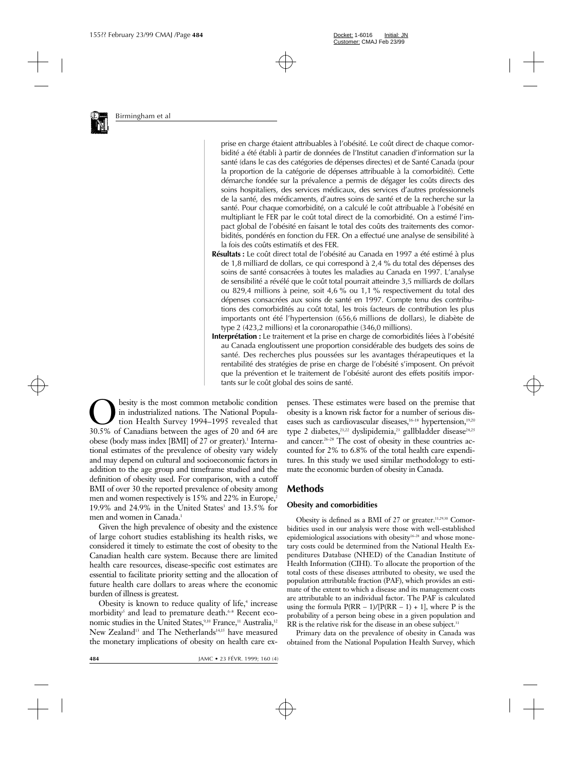prise en charge étaient attribuables à l'obésité. Le coût direct de chaque comorbidité a été établi à partir de données de l'Institut canadien d'information sur la santé (dans le cas des catégories de dépenses directes) et de Santé Canada (pour la proportion de la catégorie de dépenses attribuable à la comorbidité). Cette démarche fondée sur la prévalence a permis de dégager les coûts directs des soins hospitaliers, des services médicaux, des services d'autres professionnels de la santé, des médicaments, d'autres soins de santé et de la recherche sur la santé. Pour chaque comorbidité, on a calculé le coût attribuable à l'obésité en multipliant le FER par le coût total direct de la comorbidité. On a estimé l'impact global de l'obésité en faisant le total des coûts des traitements des comorbidités, pondérés en fonction du FER. On a effectué une analyse de sensibilité à la fois des coûts estimatifs et des FER.

**Résultats :** Le coût direct total de l'obésité au Canada en 1997 a été estimé à plus de 1,8 milliard de dollars, ce qui correspond à 2,4 % du total des dépenses des soins de santé consacrées à toutes les maladies au Canada en 1997. L'analyse de sensibilité a révélé que le coût total pourrait atteindre 3,5 milliards de dollars ou 829,4 millions à peine, soit 4,6 % ou 1,1 % respectivement du total des dépenses consacrées aux soins de santé en 1997. Compte tenu des contributions des comorbidités au coût total, les trois facteurs de contribution les plus importants ont été l'hypertension (656,6 millions de dollars), le diabète de type 2 (423,2 millions) et la coronaropathie (346,0 millions).

**Interprétation :** Le traitement et la prise en charge de comorbidités liées à l'obésité au Canada engloutissent une proportion considérable des budgets des soins de santé. Des recherches plus poussées sur les avantages thérapeutiques et la rentabilité des stratégies de prise en charge de l'obésité s'imposent. On prévoit que la prévention et le traitement de l'obésité auront des effets positifs importants sur le coût global des soins de santé.

Obesity is the most common metabolic condition in industrialized nations. The National Population Health Survey 1994–1995 revealed that 30.5% of Canadians between the ages of 20 and 64 are obese (body mass index [BMI] of 27 or greater).[1] International estimates of the prevalence of obesity vary widely and may depend on cultural and socioeconomic factors in addition to the age group and timeframe studied and the definition of obesity used. For comparison, with a cutoff BMI of over 30 the reported prevalence of obesity among men and women respectively is 15% and 22% in Europe,[2] 19.9% and 24.9% in the United States[3] and 13.5% for men and women in Canada.[1]

Given the high prevalence of obesity and the existence of large cohort studies establishing its health risks, we considered it timely to estimate the cost of obesity to the Canadian health care system. Because there are limited health care resources, disease-specific cost estimates are essential to facilitate priority setting and the allocation of future health care dollars to areas where the economic burden of illness is greatest.

Obesity is known to reduce quality of life,[4] increase morbidity[5] and lead to premature death.[6–8] Recent economic studies in the United States,[9,10] France,[11] Australia,[12] New Zealand[13] and The Netherlands[14,15] have measured the monetary implications of obesity on health care expenses. These estimates were based on the premise that obesity is a known risk factor for a number of serious diseases such as cardiovascular diseases,[16–18] hypertension,[19,20] type 2 diabetes,[21,22] dyslipidemia,[23] gallbladder disease[24,25] and cancer.[26–28] The cost of obesity in these countries accounted for 2% to 6.8% of the total health care expenditures. In this study we used similar methodology to estimate the economic burden of obesity in Canada.

## Methods

### Obesity and comorbidities

Obesity is defined as a BMI of 27 or greater.[11,29,30] Comorbidities used in our analysis were those with well-established epidemiological associations with obesity[16–28] and whose monetary costs could be determined from the National Health Expenditures Database (NHED) of the Canadian Institute of Health Information (CIHI). To allocate the proportion of the total costs of these diseases attributed to obesity, we used the population attributable fraction (PAF), which provides an estimate of the extent to which a disease and its management costs are attributable to an individual factor. The PAF is calculated using the formula $P(RR - 1)/[P(RR - 1) + 1]$, where P is the probability of a person being obese in a given population and RR is the relative risk for the disease in an obese subject.[31]

Primary data on the prevalence of obesity in Canada was obtained from the National Population Health Survey, which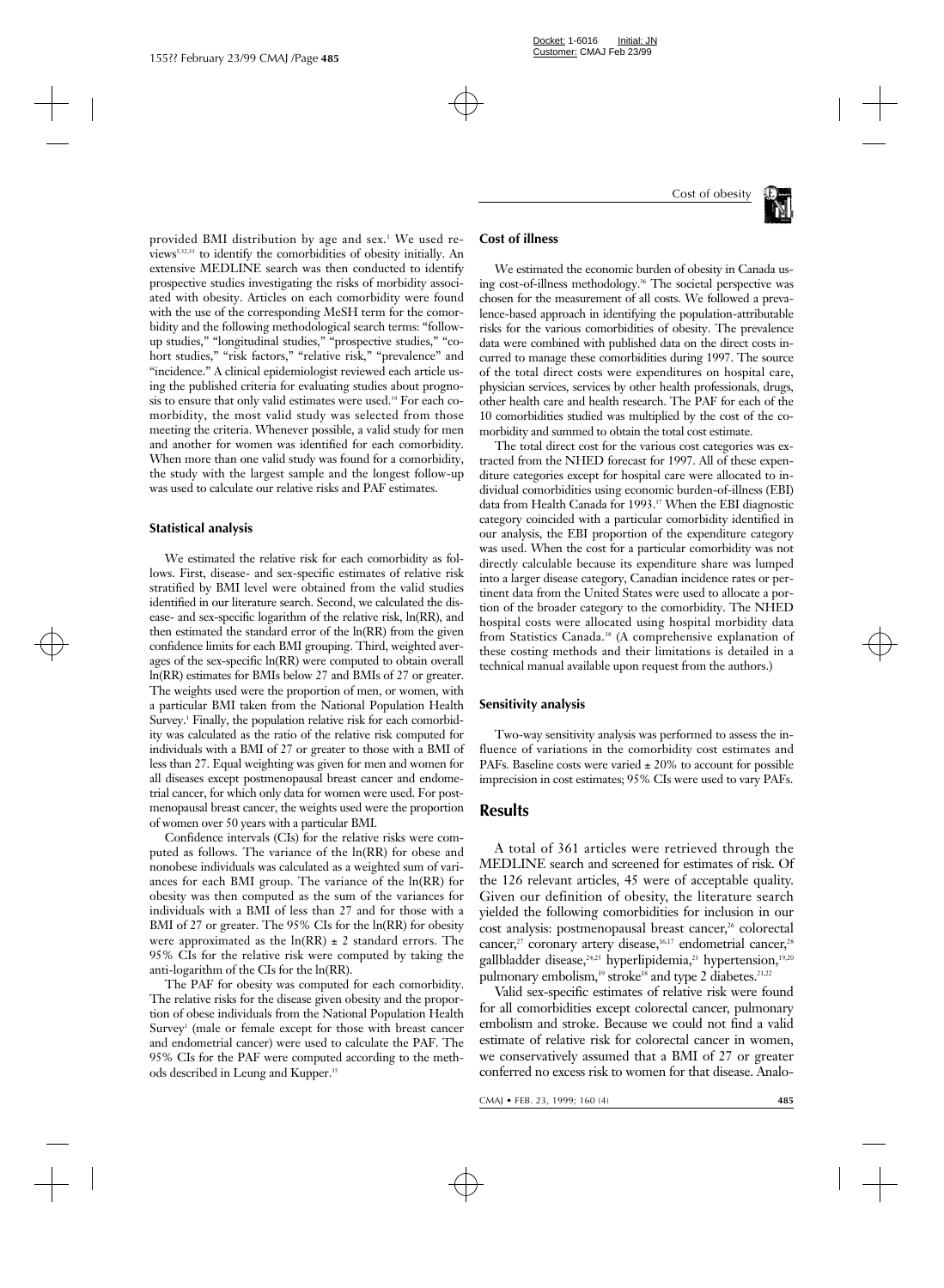provided BMI distribution by age and sex.[1] We used reviews[5,32,33] to identify the comorbidities of obesity initially. An extensive MEDLINE search was then conducted to identify prospective studies investigating the risks of morbidity associated with obesity. Articles on each comorbidity were found with the use of the corresponding MeSH term for the comorbidity and the following methodological search terms: "follow-up studies," "longitudinal studies," "prospective studies," "cohort studies," "risk factors," "relative risk," "prevalence" and "incidence." A clinical epidemiologist reviewed each article using the published criteria for evaluating studies about prognosis to ensure that only valid estimates were used.[34] For each comorbidity, the most valid study was selected from those meeting the criteria. Whenever possible, a valid study for men and another for women was identified for each comorbidity. When more than one valid study was found for a comorbidity, the study with the largest sample and the longest follow-up was used to calculate our relative risks and PAF estimates.

### Statistical analysis

We estimated the relative risk for each comorbidity as follows. First, disease- and sex-specific estimates of relative risk stratified by BMI level were obtained from the valid studies identified in our literature search. Second, we calculated the disease- and sex-specific logarithm of the relative risk, ln(RR), and then estimated the standard error of the ln(RR) from the given confidence limits for each BMI grouping. Third, weighted averages of the sex-specific ln(RR) were computed to obtain overall ln(RR) estimates for BMIs below 27 and BMIs of 27 or greater. The weights used were the proportion of men, or women, with a particular BMI taken from the National Population Health Survey.[1] Finally, the population relative risk for each comorbidity was calculated as the ratio of the relative risk computed for individuals with a BMI of 27 or greater to those with a BMI of less than 27. Equal weighting was given for men and women for all diseases except postmenopausal breast cancer and endometrial cancer, for which only data for women were used. For postmenopausal breast cancer, the weights used were the proportion of women over 50 years with a particular BMI.

Confidence intervals (CIs) for the relative risks were computed as follows. The variance of the ln(RR) for obese and nonobese individuals was calculated as a weighted sum of variances for each BMI group. The variance of the ln(RR) for obesity was then computed as the sum of the variances for individuals with a BMI of less than 27 and for those with a BMI of 27 or greater. The 95% CIs for the ln(RR) for obesity were approximated as the ln(RR) ± 2 standard errors. The 95% CIs for the relative risk were computed by taking the anti-logarithm of the CIs for the ln(RR).

The PAF for obesity was computed for each comorbidity. The relative risks for the disease given obesity and the proportion of obese individuals from the National Population Health Survey[1] (male or female except for those with breast cancer and endometrial cancer) were used to calculate the PAF. The 95% CIs for the PAF were computed according to the methods described in Leung and Kupper.[35]

### Cost of illness

We estimated the economic burden of obesity in Canada using cost-of-illness methodology.[36] The societal perspective was chosen for the measurement of all costs. We followed a prevalence-based approach in identifying the population-attributable risks for the various comorbidities of obesity. The prevalence data were combined with published data on the direct costs incurred to manage these comorbidities during 1997. The source of the total direct costs were expenditures on hospital care, physician services, services by other health professionals, drugs, other health care and health research. The PAF for each of the 10 comorbidities studied was multiplied by the cost of the comorbidity and summed to obtain the total cost estimate.

The total direct cost for the various cost categories was extracted from the NHED forecast for 1997. All of these expenditure categories except for hospital care were allocated to individual comorbidities using economic burden-of-illness (EBI) data from Health Canada for 1993.[37] When the EBI diagnostic category coincided with a particular comorbidity identified in our analysis, the EBI proportion of the expenditure category was used. When the cost for a particular comorbidity was not directly calculable because its expenditure share was lumped into a larger disease category, Canadian incidence rates or pertinent data from the United States were used to allocate a portion of the broader category to the comorbidity. The NHED hospital costs were allocated using hospital morbidity data from Statistics Canada.[38] (A comprehensive explanation of these costing methods and their limitations is detailed in a technical manual available upon request from the authors.)

### Sensitivity analysis

Two-way sensitivity analysis was performed to assess the influence of variations in the comorbidity cost estimates and PAFs. Baseline costs were varied ± 20% to account for possible imprecision in cost estimates; 95% CIs were used to vary PAFs.

## Results

A total of 361 articles were retrieved through the MEDLINE search and screened for estimates of risk. Of the 126 relevant articles, 45 were of acceptable quality. Given our definition of obesity, the literature search yielded the following comorbidities for inclusion in our cost analysis: postmenopausal breast cancer,[26] colorectal cancer,[27] coronary artery disease,[16,17] endometrial cancer,[28] gallbladder disease,[24,25] hyperlipidemia,[23] hypertension,[19,20] pulmonary embolism,[39] stroke[18] and type 2 diabetes.[21,22]

Valid sex-specific estimates of relative risk were found for all comorbidities except colorectal cancer, pulmonary embolism and stroke. Because we could not find a valid estimate of relative risk for colorectal cancer in women, we conservatively assumed that a BMI of 27 or greater conferred no excess risk to women for that disease. Analo-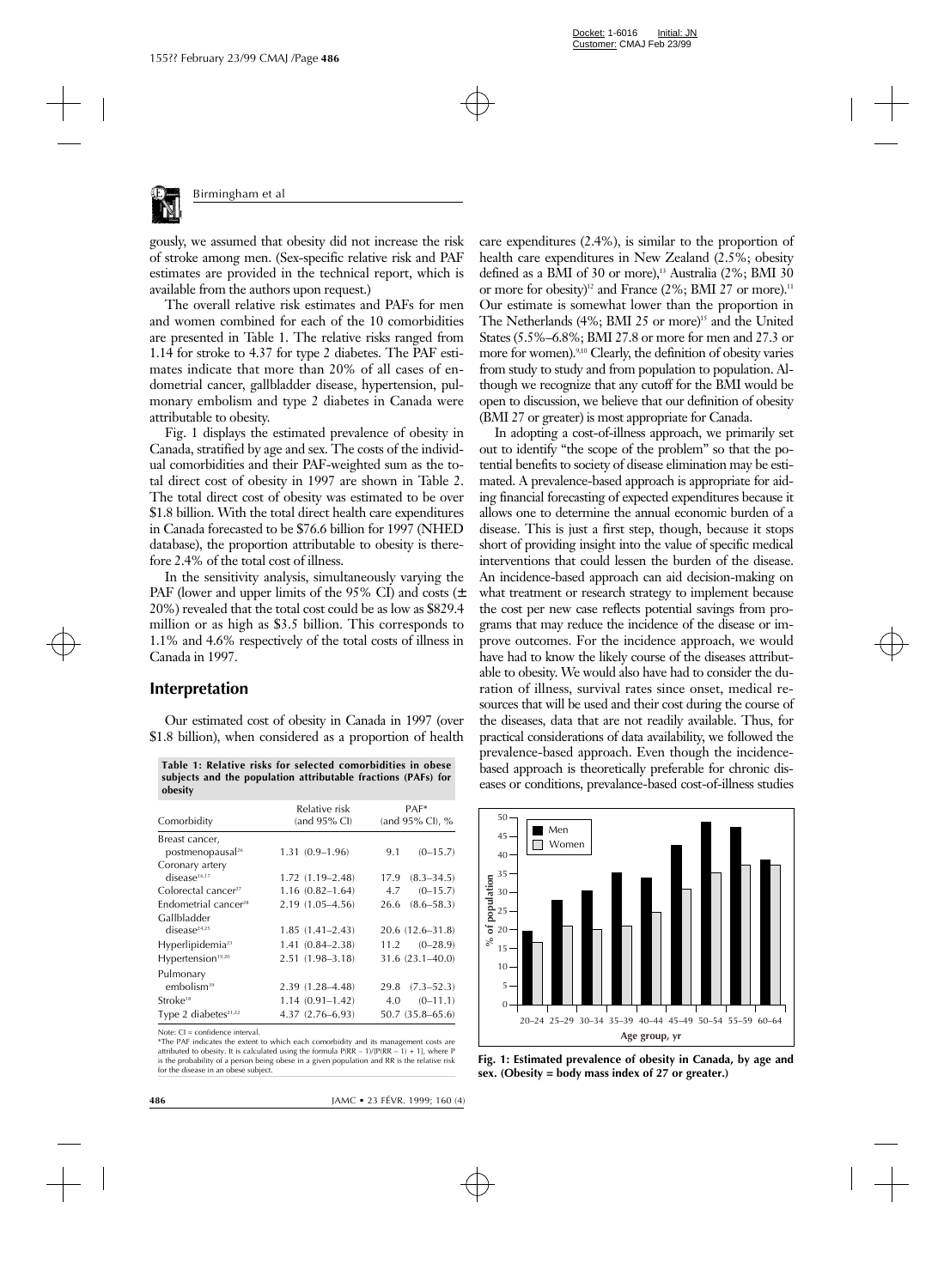gously, we assumed that obesity did not increase the risk of stroke among men. (Sex-specific relative risk and PAF estimates are provided in the technical report, which is available from the authors upon request.)

The overall relative risk estimates and PAFs for men and women combined for each of the 10 comorbidities are presented in Table 1. The relative risks ranged from 1.14 for stroke to 4.37 for type 2 diabetes. The PAF estimates indicate that more than 20% of all cases of endometrial cancer, gallbladder disease, hypertension, pulmonary embolism and type 2 diabetes in Canada were attributable to obesity.

Fig. 1 displays the estimated prevalence of obesity in Canada, stratified by age and sex. The costs of the individual comorbidities and their PAF-weighted sum as the total direct cost of obesity in 1997 are shown in Table 2. The total direct cost of obesity was estimated to be over $1.8 billion. With the total direct health care expenditures in Canada forecasted to be $76.6 billion for 1997 (NHED database), the proportion attributable to obesity is therefore 2.4% of the total cost of illness.

In the sensitivity analysis, simultaneously varying the PAF (lower and upper limits of the 95% CI) and costs (± 20%) revealed that the total cost could be as low as $829.4 million or as high as $3.5 billion. This corresponds to 1.1% and 4.6% respectively of the total costs of illness in Canada in 1997.

## Interpretation

Our estimated cost of obesity in Canada in 1997 (over $1.8 billion), when considered as a proportion of health care expenditures (2.4%), is similar to the proportion of health care expenditures in New Zealand (2.5%; obesity defined as a BMI of 30 or more),[13] Australia (2%; BMI 30 or more for obesity)[12] and France (2%; BMI 27 or more).[11] Our estimate is somewhat lower than the proportion in The Netherlands (4%; BMI 25 or more)[15] and the United States (5.5%–6.8%; BMI 27.8 or more for men and 27.3 or more for women).[9,10] Clearly, the definition of obesity varies from study to study and from population to population. Although we recognize that any cutoff for the BMI would be open to discussion, we believe that our definition of obesity (BMI 27 or greater) is most appropriate for Canada.

In adopting a cost-of-illness approach, we primarily set out to identify "the scope of the problem" so that the potential benefits to society of disease elimination may be estimated. A prevalence-based approach is appropriate for aiding financial forecasting of expected expenditures because it allows one to determine the annual economic burden of a disease. This is just a first step, though, because it stops short of providing insight into the value of specific medical interventions that could lessen the burden of the disease. An incidence-based approach can aid decision-making on what treatment or research strategy to implement because the cost per new case reflects potential savings from programs that may reduce the incidence of the disease or improve outcomes. For the incidence approach, we would have had to know the likely course of the diseases attributable to obesity. We would also have had to consider the duration of illness, survival rates since onset, medical resources that will be used and their cost during the course of the diseases, data that are not readily available. Thus, for practical considerations of data availability, we followed the prevalence-based approach. Even though the incidence-based approach is theoretically preferable for chronic diseases or conditions, prevalance-based cost-of-illness studies

**Table 1: Relative risks for selected comorbidities in obese subjects and the population attributable fractions (PAFs) for obesity**

| Comorbidity | Relative risk (and 95% CI) | PAF* (and 95% CI), % |
|---|---|---|
| Breast cancer, postmenopausal[26] | 1.31 (0.9–1.96) | 9.1 (0–15.7) |
| Coronary artery disease[16,17] | 1.72 (1.19–2.48) | 17.9 (8.3–34.5) |
| Colorectal cancer[27] | 1.16 (0.82–1.64) | 4.7 (0–15.7) |
| Endometrial cancer[28] | 2.19 (1.05–4.56) | 26.6 (8.6–58.3) |
| Gallbladder disease[24,25] | 1.85 (1.41–2.43) | 20.6 (12.6–31.8) |
| Hyperlipidemia[23] | 1.41 (0.84–2.38) | 11.2 (0–28.9) |
| Hypertension[19,20] | 2.51 (1.98–3.18) | 31.6 (23.1–40.0) |
| Pulmonary embolism[39] | 2.39 (1.28–4.48) | 29.8 (7.3–52.3) |
| Stroke[18] | 1.14 (0.91–1.42) | 4.0 (0–11.1) |
| Type 2 diabetes[21,22] | 4.37 (2.76–6.93) | 50.7 (35.8–65.6) |

Note: CI = confidence interval.
*The PAF indicates the extent to which each comorbidity and its management costs are attributed to obesity. It is calculated using the formula $P(RR - 1)/[P(RR - 1) + 1]$, where $P$ is the probability of a person being obese in a given population and $RR$ is the relative risk for the disease in an obese subject.

Fig. 1: Estimated prevalence of obesity in Canada, by age and sex. (Obesity = body mass index of 27 or greater.)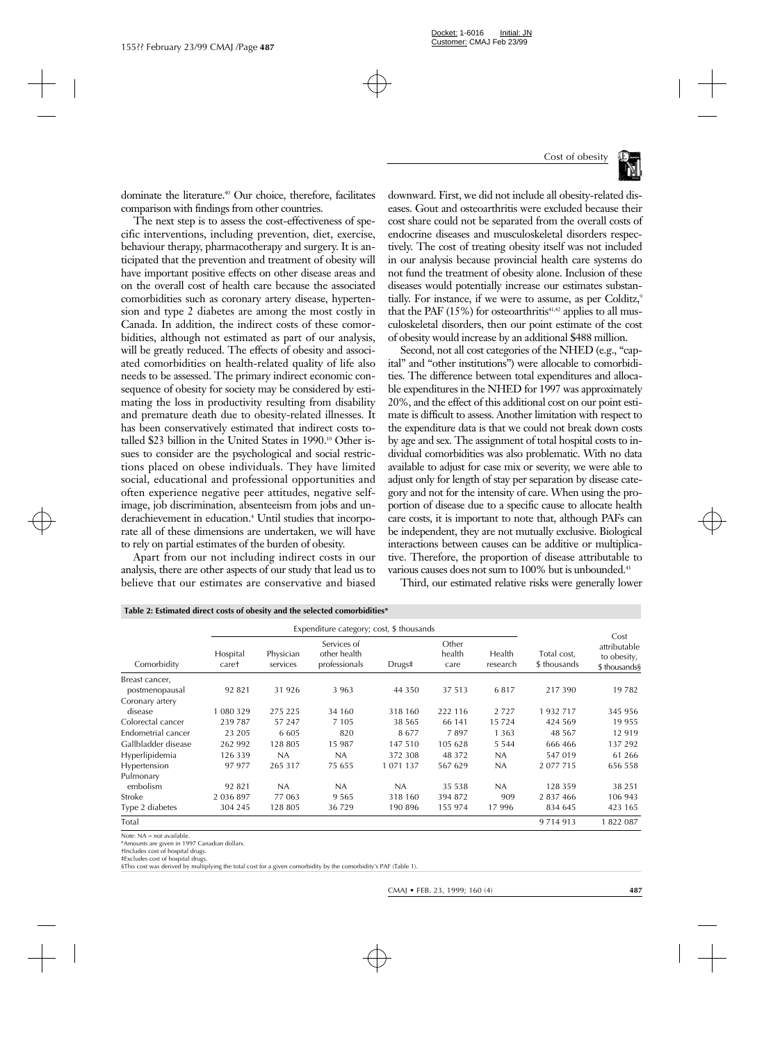dominate the literature.[40] Our choice, therefore, facilitates comparison with findings from other countries.

The next step is to assess the cost-effectiveness of specific interventions, including prevention, diet, exercise, behaviour therapy, pharmacotherapy and surgery. It is anticipated that the prevention and treatment of obesity will have important positive effects on other disease areas and on the overall cost of health care because the associated comorbidities such as coronary artery disease, hypertension and type 2 diabetes are among the most costly in Canada. In addition, the indirect costs of these comorbidities, although not estimated as part of our analysis, will be greatly reduced. The effects of obesity and associated comorbidities on health-related quality of life also needs to be assessed. The primary indirect economic consequence of obesity for society may be considered by estimating the loss in productivity resulting from disability and premature death due to obesity-related illnesses. It has been conservatively estimated that indirect costs totalled \$23 billion in the United States in 1990.[10] Other issues to consider are the psychological and social restrictions placed on obese individuals. They have limited social, educational and professional opportunities and often experience negative peer attitudes, negative self-image, job discrimination, absenteeism from jobs and underachievement in education.[4] Until studies that incorporate all of these dimensions are undertaken, we will have to rely on partial estimates of the burden of obesity.

Apart from our not including indirect costs in our analysis, there are other aspects of our study that lead us to believe that our estimates are conservative and biased downward. First, we did not include all obesity-related diseases. Gout and osteoarthritis were excluded because their cost share could not be separated from the overall costs of endocrine diseases and musculoskeletal disorders respectively. The cost of treating obesity itself was not included in our analysis because provincial health care systems do not fund the treatment of obesity alone. Inclusion of these diseases would potentially increase our estimates substantially. For instance, if we were to assume, as per Colditz,[9] that the PAF (15%) for osteoarthritis[41,42] applies to all musculoskeletal disorders, then our point estimate of the cost of obesity would increase by an additional \$488 million.

Second, not all cost categories of the NHED (e.g., "capital" and "other institutions") were allocable to comorbidities. The difference between total expenditures and allocable expenditures in the NHED for 1997 was approximately 20%, and the effect of this additional cost on our point estimate is difficult to assess. Another limitation with respect to the expenditure data is that we could not break down costs by age and sex. The assignment of total hospital costs to individual comorbidities was also problematic. With no data available to adjust for case mix or severity, we were able to adjust only for length of stay per separation by disease category and not for the intensity of care. When using the proportion of disease due to a specific cause to allocate health care costs, it is important to note that, although PAFs can be independent, they are not mutually exclusive. Biological interactions between causes can be additive or multiplicative. Therefore, the proportion of disease attributable to various causes does not sum to 100% but is unbounded.[43]

Third, our estimated relative risks were generally lower

**Table 2: Estimated direct costs of obesity and the selected comorbidities***

| | Expenditure category; cost, \$ thousands | | | | | | | |
|---|---|---|---|---|---|---|---|---|
| Comorbidity | Hospital care† | Physician services | Services of other health professionals | Drugs‡ | Other health care | Health research | Total cost, \$ thousands | Cost attributable to obesity, \$ thousands§ |
| Breast cancer, postmenopausal | 92 821 | 31 926 | 3 963 | 44 350 | 37 513 | 6 817 | 217 390 | 19 782 |
| Coronary artery disease | 1 080 329 | 275 225 | 34 160 | 318 160 | 222 116 | 2 727 | 1 932 717 | 345 956 |
| Colorectal cancer | 239 787 | 57 247 | 7 105 | 38 565 | 66 141 | 15 724 | 424 569 | 19 955 |
| Endometrial cancer | 23 205 | 6 605 | 820 | 8 677 | 7 897 | 1 363 | 48 567 | 12 919 |
| Gallbladder disease | 262 992 | 128 805 | 15 987 | 147 510 | 105 628 | 5 544 | 666 466 | 137 292 |
| Hyperlipidemia | 126 339 | NA | NA | 372 308 | 48 372 | NA | 547 019 | 61 266 |
| Hypertension | 97 977 | 265 317 | 75 655 | 1 071 137 | 567 629 | NA | 2 077 715 | 656 558 |
| Pulmonary embolism | 92 821 | NA | NA | NA | 35 538 | NA | 128 359 | 38 251 |
| Stroke | 2 036 897 | 77 063 | 9 565 | 318 160 | 394 872 | 909 | 2 837 466 | 106 943 |
| Type 2 diabetes | 304 245 | 128 805 | 36 729 | 190 896 | 155 974 | 17 996 | 834 645 | 423 165 |
| Total | | | | | | | 9 714 913 | 1 822 087 |

Note: NA = not available.
*Amounts are given in 1997 Canadian dollars.
†Includes cost of hospital drugs.
‡Excludes cost of hospital drugs.
§This cost was derived by multiplying the total cost for a given comorbidity by the comorbidity's PAF (Table 1).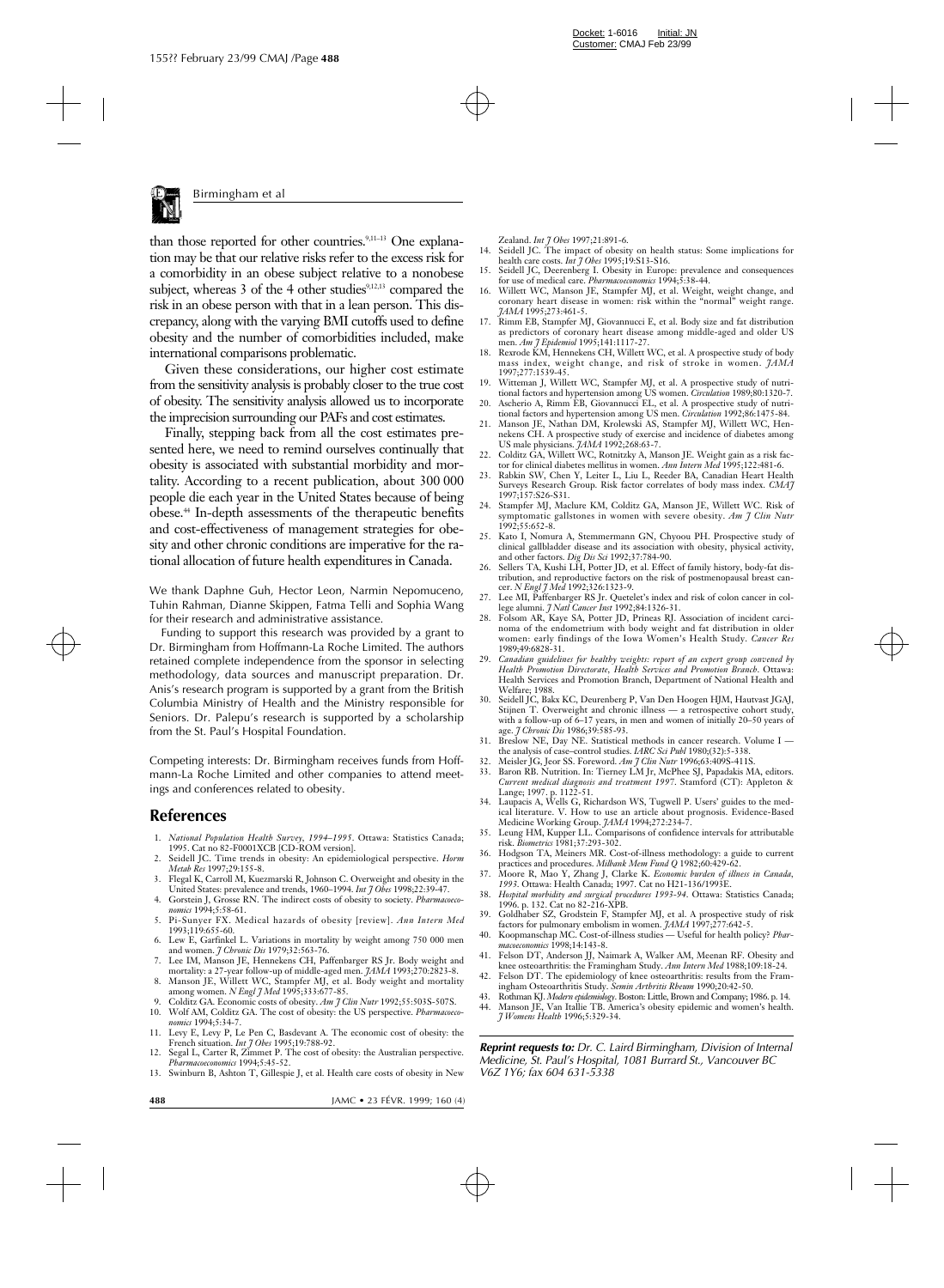than those reported for other countries.[9,11–13] One explanation may be that our relative risks refer to the excess risk for a comorbidity in an obese subject relative to a nonobese subject, whereas 3 of the 4 other studies[9,12,13] compared the risk in an obese person with that in a lean person. This discrepancy, along with the varying BMI cutoffs used to define obesity and the number of comorbidities included, make international comparisons problematic.

Given these considerations, our higher cost estimate from the sensitivity analysis is probably closer to the true cost of obesity. The sensitivity analysis allowed us to incorporate the imprecision surrounding our PAFs and cost estimates.

Finally, stepping back from all the cost estimates presented here, we need to remind ourselves continually that obesity is associated with substantial morbidity and mortality. According to a recent publication, about 300 000 people die each year in the United States because of being obese.[44] In-depth assessments of the therapeutic benefits and cost-effectiveness of management strategies for obesity and other chronic conditions are imperative for the rational allocation of future health expenditures in Canada.

We thank Daphne Guh, Hector Leon, Narmin Nepomuceno, Tuhin Rahman, Dianne Skippen, Fatma Telli and Sophia Wang for their research and administrative assistance.

Funding to support this research was provided by a grant to Dr. Birmingham from Hoffmann-La Roche Limited. The authors retained complete independence from the sponsor in selecting methodology, data sources and manuscript preparation. Dr. Anis's research program is supported by a grant from the British Columbia Ministry of Health and the Ministry responsible for Seniors. Dr. Palepu's research is supported by a scholarship from the St. Paul's Hospital Foundation.

Competing interests: Dr. Birmingham receives funds from Hoffmann-La Roche Limited and other companies to attend meetings and conferences related to obesity.

## References

1. *National Population Health Survey, 1994–1995*. Ottawa: Statistics Canada; 1995. Cat no 82-F0001XCB [CD-ROM version].
2. Seidell JC. Time trends in obesity: An epidemiological perspective. *Horm Metab Res* 1997;29:155-8.
3. Flegal K, Carroll M, Kuczmarski R, Johnson C. Overweight and obesity in the United States: prevalence and trends, 1960–1994. *Int J Obes* 1998;22:39-47.
4. Gorstein J, Grosse RN. The indirect costs of obesity to society. *Pharmacoeconomics* 1994;5:58-61.
5. Pi-Sunyer FX. Medical hazards of obesity [review]. *Ann Intern Med* 1993;119:655-60.
6. Lew E, Garfinkel L. Variations in mortality by weight among 750 000 men and women. *J Chronic Dis* 1979;32:563-76.
7. Lee IM, Manson JE, Hennekens CH, Paffenbarger RS Jr. Body weight and mortality: a 27-year follow-up of middle-aged men. *JAMA* 1993;270:2823-8.
8. Manson JE, Willett WC, Stampfer MJ, et al. Body weight and mortality among women. *N Engl J Med* 1995;333:677-85.
9. Colditz GA. Economic costs of obesity. *Am J Clin Nutr* 1992;55:503S-507S.
10. Wolf AM, Colditz GA. The cost of obesity: the US perspective. *Pharmacoeconomics* 1994;5:34-7.
11. Levy E, Levy P, Le Pen C, Basdevant A. The economic cost of obesity: the French situation. *Int J Obes* 1995;19:788-92.
12. Segal L, Carter R, Zimmet P. The cost of obesity: the Australian perspective. *Pharmacoeconomics* 1994;5:45-52.
13. Swinburn B, Ashton T, Gillespie J, et al. Health care costs of obesity in New Zealand. *Int J Obes* 1997;21:891-6.
14. Seidell JC. The impact of obesity on health status: Some implications for health care costs. *Int J Obes* 1995;19:S13-S16.
15. Seidell JC, Deerenberg I. Obesity in Europe: prevalence and consequences for use of medical care. *Pharmacoeconomics* 1994;5:38-44.
16. Willett WC, Manson JE, Stampfer MJ, et al. Weight, weight change, and coronary heart disease in women: risk within the "normal" weight range. *JAMA* 1995;273:461-5.
17. Rimm EB, Stampfer MJ, Giovannucci E, et al. Body size and fat distribution as predictors of coronary heart disease among middle-aged and older US men. *Am J Epidemiol* 1995;141:1117-27.
18. Rexrode KM, Hennekens CH, Willett WC, et al. A prospective study of body mass index, weight change, and risk of stroke in women. *JAMA* 1997;277:1539-45.
19. Witteman J, Willett WC, Stampfer MJ, et al. A prospective study of nutritional factors and hypertension among US women. *Circulation* 1989;80:1320-7.
20. Ascherio A, Rimm EB, Giovannucci EL, et al. A prospective study of nutritional factors and hypertension among US men. *Circulation* 1992;86:1475-84.
21. Manson JE, Nathan DM, Krolewski AS, Stampfer MJ, Willett WC, Hennekens CH. A prospective study of exercise and incidence of diabetes among US male physicians. *JAMA* 1992;268:63-7.
22. Colditz GA, Willett WC, Rotnitzky A, Manson JE. Weight gain as a risk factor for clinical diabetes mellitus in women. *Ann Intern Med* 1995;122:481-6.
23. Rabkin SW, Chen Y, Leiter L, Liu L, Reeder BA, Canadian Heart Health Surveys Research Group. Risk factor correlates of body mass index. *CMAJ* 1997;157:S26-S31.
24. Stampfer MJ, Maclure KM, Colditz GA, Manson JE, Willett WC. Risk of symptomatic gallstones in women with severe obesity. *Am J Clin Nutr* 1992;55:652-8.
25. Kato I, Nomura A, Stemmermann GN, Chyoou PH. Prospective study of clinical gallbladder disease and its association with obesity, physical activity, and other factors. *Dig Dis Sci* 1992;37:784-90.
26. Sellers TA, Kushi LH, Potter JD, et al. Effect of family history, body-fat distribution, and reproductive factors on the risk of postmenopausal breast cancer. *N Engl J Med* 1992;326:1323-9.
27. Lee MI, Paffenbarger RS Jr. Quetelet's index and risk of colon cancer in college alumni. *J Natl Cancer Inst* 1992;84:1326-31.
28. Folsom AR, Kaye SA, Potter JD, Prineas RJ. Association of incident carcinoma of the endometrium with body weight and fat distribution in older women: early findings of the Iowa Women's Health Study. *Cancer Res* 1989;49:6828-31.
29. *Canadian guidelines for healthy weights: report of an expert group convened by Health Promotion Directorate, Health Services and Promotion Branch*. Ottawa: Health Services and Promotion Branch, Department of National Health and Welfare; 1988.
30. Seidell JC, Bakx KC, Deurenberg P, Van Den Hoogen HJM, Hautvast JGAJ, Stijnen T. Overweight and chronic illness — a retrospective cohort study, with a follow-up of 6–17 years, in men and women of initially 20–50 years of age. *J Chronic Dis* 1986;39:585-93.
31. Breslow NE, Day NE. Statistical methods in cancer research. Volume I — the analysis of case–control studies. *IARC Sci Publ* 1980;(32):5-338.
32. Meisler JG, Jeor SS. Foreword. *Am J Clin Nutr* 1996;63:409S-411S.
33. Baron RB. Nutrition. In: Tierney LM Jr, McPhee SJ, Papadakis MA, editors. *Current medical diagnosis and treatment 1997*. Stamford (CT): Appleton & Lange; 1997. p. 1122-51.
34. Laupacis A, Wells G, Richardson WS, Tugwell P. Users' guides to the medical literature. V. How to use an article about prognosis. Evidence-Based Medicine Working Group. *JAMA* 1994;272:234-7.
35. Leung HM, Kupper LL. Comparisons of confidence intervals for attributable risk. *Biometrics* 1981;37:293-302.
36. Hodgson TA, Meiners MR. Cost-of-illness methodology: a guide to current practices and procedures. *Milbank Mem Fund Q* 1982;60:429-62.
37. Moore R, Mao Y, Zhang J, Clarke K. *Economic burden of illness in Canada, 1993*. Ottawa: Health Canada; 1997. Cat no H21-136/1993E.
38. *Hospital morbidity and surgical procedures 1993-94*. Ottawa: Statistics Canada; 1996. p. 132. Cat no 82-216-XPB.
39. Goldhaber SZ, Grodstein F, Stampfer MJ, et al. A prospective study of risk factors for pulmonary embolism in women. *JAMA* 1997;277:642-5.
40. Koopmanschap MC. Cost-of-illness studies — Useful for health policy? *Pharmacoeconomics* 1998;14:143-8.
41. Felson DT, Anderson JJ, Naimark A, Walker AM, Meenan RF. Obesity and knee osteoarthritis: the Framingham Study. *Ann Intern Med* 1988;109:18-24.
42. Felson DT. The epidemiology of knee osteoarthritis: results from the Framingham Osteoarthritis Study. *Semin Arthritis Rheum* 1990;20:42-50.
43. Rothman KJ. *Modern epidemiology*. Boston: Little, Brown and Company; 1986. p. 14.
44. Manson JE, Van Itallie TB. America's obesity epidemic and women's health. *J Womens Health* 1996;5:329-34.

***Reprint requests to:*** *Dr. C. Laird Birmingham, Division of Internal Medicine, St. Paul's Hospital, 1081 Burrard St., Vancouver BC V6Z 1Y6; fax 604 631-5338*